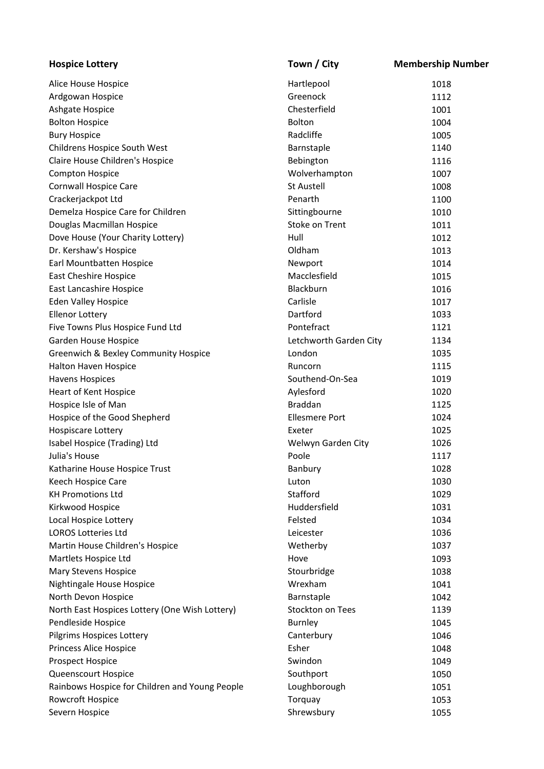| Hospice Lottery | Town / City | Membership Number |
|---|---|---|
| Alice House Hospice | Hartlepool | 1018 |
| Ardgowan Hospice | Greenock | 1112 |
| Ashgate Hospice | Chesterfield | 1001 |
| Bolton Hospice | Bolton | 1004 |
| Bury Hospice | Radcliffe | 1005 |
| Childrens Hospice South West | Barnstaple | 1140 |
| Claire House Children's Hospice | Bebington | 1116 |
| Compton Hospice | Wolverhampton | 1007 |
| Cornwall Hospice Care | St Austell | 1008 |
| Crackerjackpot Ltd | Penarth | 1100 |
| Demelza Hospice Care for Children | Sittingbourne | 1010 |
| Douglas Macmillan Hospice | Stoke on Trent | 1011 |
| Dove House (Your Charity Lottery) | Hull | 1012 |
| Dr. Kershaw's Hospice | Oldham | 1013 |
| Earl Mountbatten Hospice | Newport | 1014 |
| East Cheshire Hospice | Macclesfield | 1015 |
| East Lancashire Hospice | Blackburn | 1016 |
| Eden Valley Hospice | Carlisle | 1017 |
| Ellenor Lottery | Dartford | 1033 |
| Five Towns Plus Hospice Fund Ltd | Pontefract | 1121 |
| Garden House Hospice | Letchworth Garden City | 1134 |
| Greenwich & Bexley Community Hospice | London | 1035 |
| Halton Haven Hospice | Runcorn | 1115 |
| Havens Hospices | Southend-On-Sea | 1019 |
| Heart of Kent Hospice | Aylesford | 1020 |
| Hospice Isle of Man | Braddan | 1125 |
| Hospice of the Good Shepherd | Ellesmere Port | 1024 |
| Hospiscare Lottery | Exeter | 1025 |
| Isabel Hospice (Trading) Ltd | Welwyn Garden City | 1026 |
| Julia's House | Poole | 1117 |
| Katharine House Hospice Trust | Banbury | 1028 |
| Keech Hospice Care | Luton | 1030 |
| KH Promotions Ltd | Stafford | 1029 |
| Kirkwood Hospice | Huddersfield | 1031 |
| Local Hospice Lottery | Felsted | 1034 |
| LOROS Lotteries Ltd | Leicester | 1036 |
| Martin House Children's Hospice | Wetherby | 1037 |
| Martlets Hospice Ltd | Hove | 1093 |
| Mary Stevens Hospice | Stourbridge | 1038 |
| Nightingale House Hospice | Wrexham | 1041 |
| North Devon Hospice | Barnstaple | 1042 |
| North East Hospices Lottery (One Wish Lottery) | Stockton on Tees | 1139 |
| Pendleside Hospice | Burnley | 1045 |
| Pilgrims Hospices Lottery | Canterbury | 1046 |
| Princess Alice Hospice | Esher | 1048 |
| Prospect Hospice | Swindon | 1049 |
| Queenscourt Hospice | Southport | 1050 |
| Rainbows Hospice for Children and Young People | Loughborough | 1051 |
| Rowcroft Hospice | Torquay | 1053 |
| Severn Hospice | Shrewsbury | 1055 |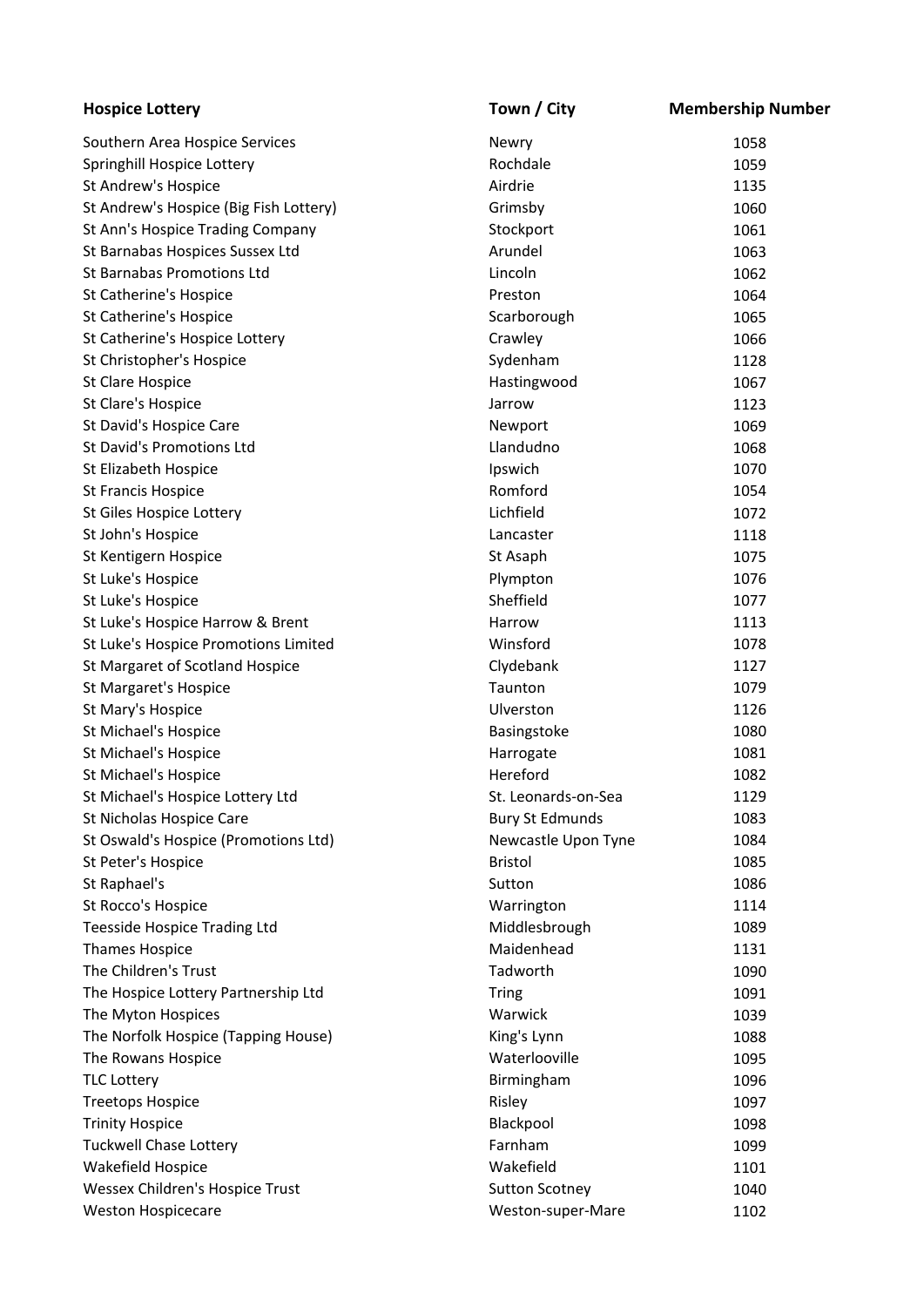| Hospice Lottery | Town / City | Membership Number |
|---|---|---|
| Southern Area Hospice Services | Newry | 1058 |
| Springhill Hospice Lottery | Rochdale | 1059 |
| St Andrew's Hospice | Airdrie | 1135 |
| St Andrew's Hospice (Big Fish Lottery) | Grimsby | 1060 |
| St Ann's Hospice Trading Company | Stockport | 1061 |
| St Barnabas Hospices Sussex Ltd | Arundel | 1063 |
| St Barnabas Promotions Ltd | Lincoln | 1062 |
| St Catherine's Hospice | Preston | 1064 |
| St Catherine's Hospice | Scarborough | 1065 |
| St Catherine's Hospice Lottery | Crawley | 1066 |
| St Christopher's Hospice | Sydenham | 1128 |
| St Clare Hospice | Hastingwood | 1067 |
| St Clare's Hospice | Jarrow | 1123 |
| St David's Hospice Care | Newport | 1069 |
| St David's Promotions Ltd | Llandudno | 1068 |
| St Elizabeth Hospice | Ipswich | 1070 |
| St Francis Hospice | Romford | 1054 |
| St Giles Hospice Lottery | Lichfield | 1072 |
| St John's Hospice | Lancaster | 1118 |
| St Kentigern Hospice | St Asaph | 1075 |
| St Luke's Hospice | Plympton | 1076 |
| St Luke's Hospice | Sheffield | 1077 |
| St Luke's Hospice Harrow & Brent | Harrow | 1113 |
| St Luke's Hospice Promotions Limited | Winsford | 1078 |
| St Margaret of Scotland Hospice | Clydebank | 1127 |
| St Margaret's Hospice | Taunton | 1079 |
| St Mary's Hospice | Ulverston | 1126 |
| St Michael's Hospice | Basingstoke | 1080 |
| St Michael's Hospice | Harrogate | 1081 |
| St Michael's Hospice | Hereford | 1082 |
| St Michael's Hospice Lottery Ltd | St. Leonards-on-Sea | 1129 |
| St Nicholas Hospice Care | Bury St Edmunds | 1083 |
| St Oswald's Hospice (Promotions Ltd) | Newcastle Upon Tyne | 1084 |
| St Peter's Hospice | Bristol | 1085 |
| St Raphael's | Sutton | 1086 |
| St Rocco's Hospice | Warrington | 1114 |
| Teesside Hospice Trading Ltd | Middlesbrough | 1089 |
| Thames Hospice | Maidenhead | 1131 |
| The Children's Trust | Tadworth | 1090 |
| The Hospice Lottery Partnership Ltd | Tring | 1091 |
| The Myton Hospices | Warwick | 1039 |
| The Norfolk Hospice (Tapping House) | King's Lynn | 1088 |
| The Rowans Hospice | Waterlooville | 1095 |
| TLC Lottery | Birmingham | 1096 |
| Treetops Hospice | Risley | 1097 |
| Trinity Hospice | Blackpool | 1098 |
| Tuckwell Chase Lottery | Farnham | 1099 |
| Wakefield Hospice | Wakefield | 1101 |
| Wessex Children's Hospice Trust | Sutton Scotney | 1040 |
| Weston Hospicecare | Weston-super-Mare | 1102 |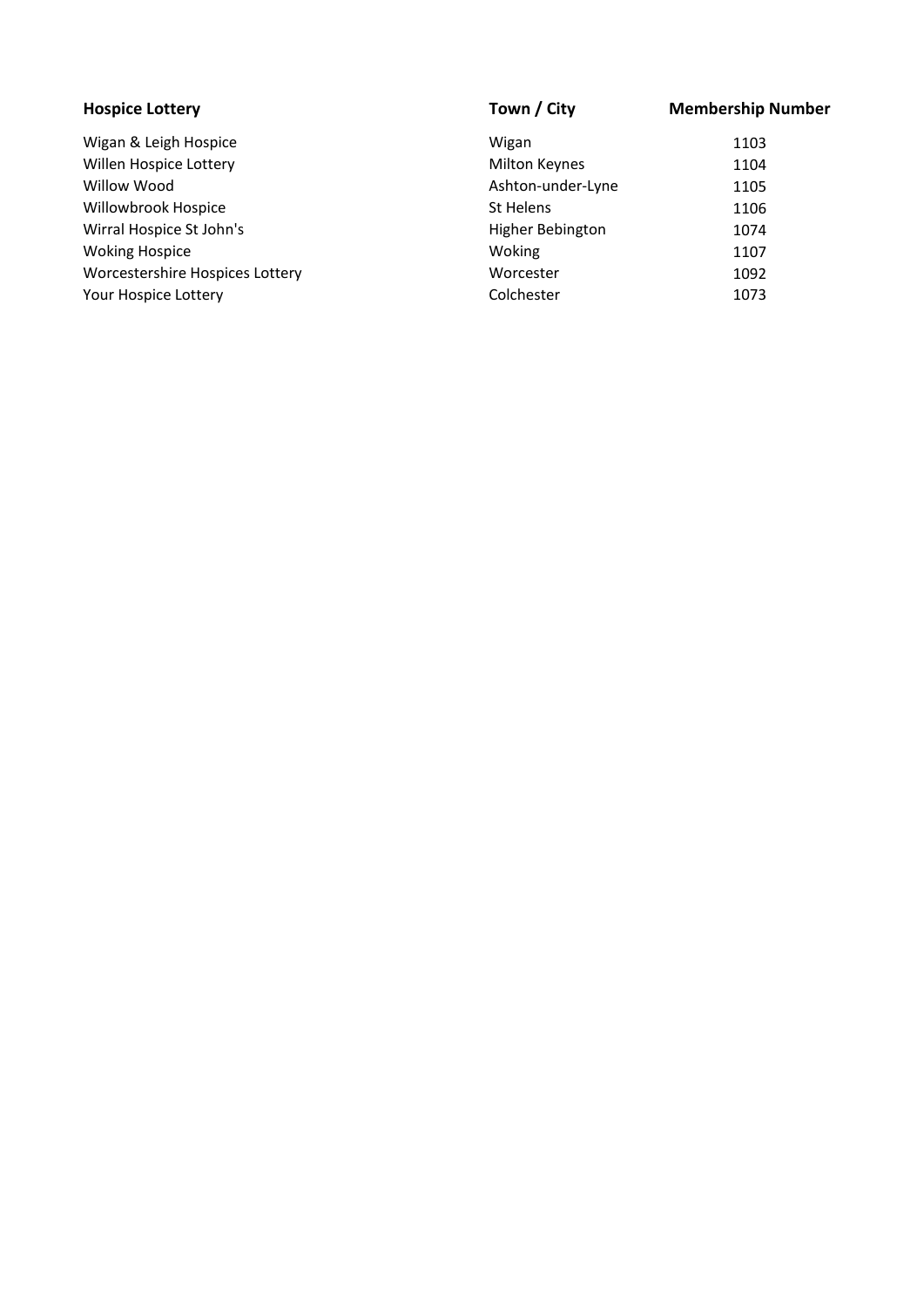| Hospice Lottery | Town / City | Membership Number |
|---|---|---|
| Wigan & Leigh Hospice | Wigan | 1103 |
| Willen Hospice Lottery | Milton Keynes | 1104 |
| Willow Wood | Ashton-under-Lyne | 1105 |
| Willowbrook Hospice | St Helens | 1106 |
| Wirral Hospice St John's | Higher Bebington | 1074 |
| Woking Hospice | Woking | 1107 |
| Worcestershire Hospices Lottery | Worcester | 1092 |
| Your Hospice Lottery | Colchester | 1073 |